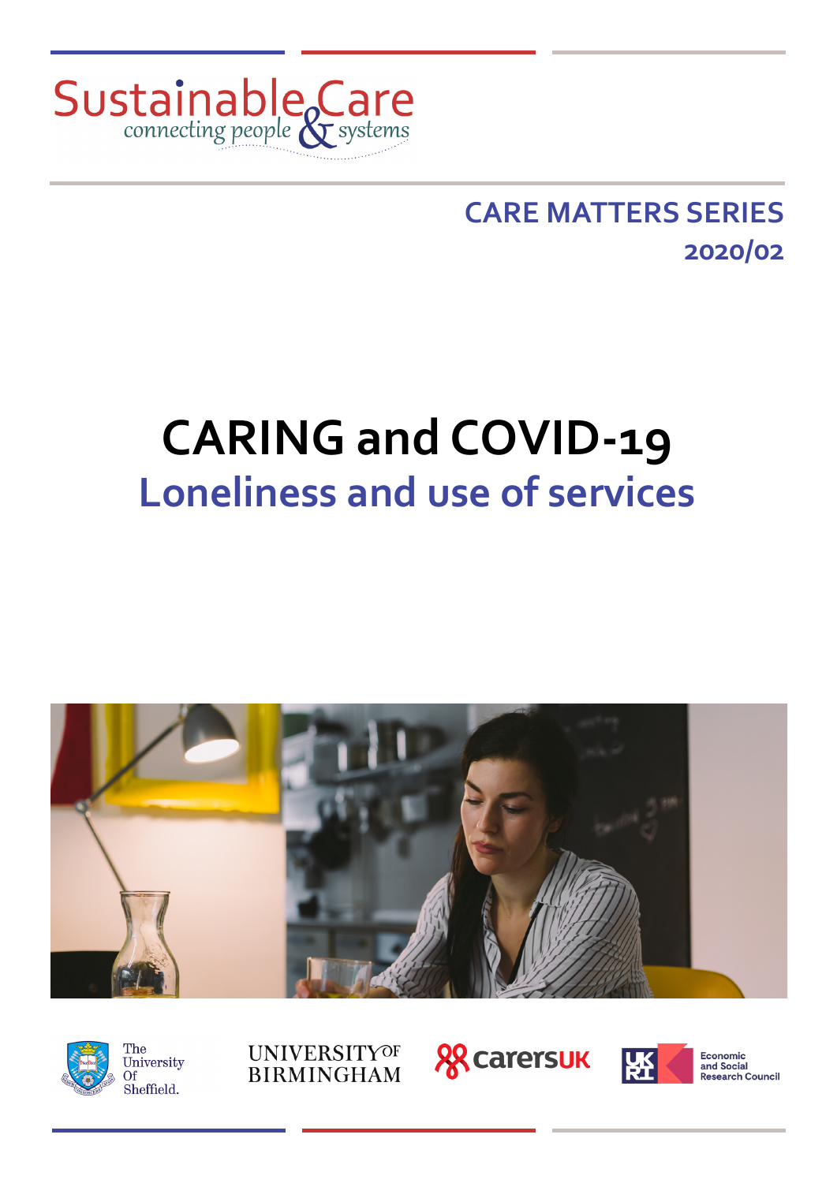Sustainable Care
connecting people & systems

**CARE MATTERS SERIES**
**2020/02**

# CARING and COVID-19

## Loneliness and use of services

The University Of Sheffield.

UNIVERSITY OF BIRMINGHAM

carersUK

UKRI Economic and Social Research Council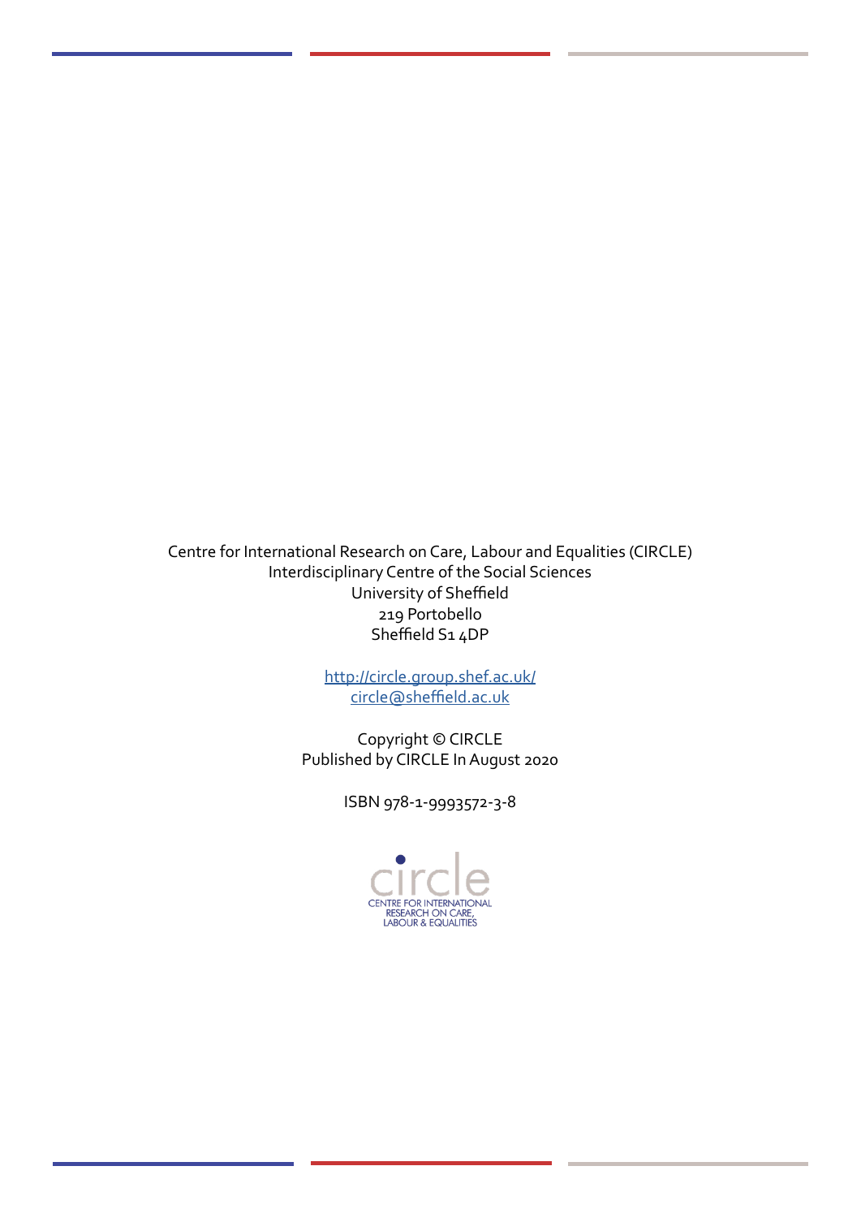Centre for International Research on Care, Labour and Equalities (CIRCLE)
Interdisciplinary Centre of the Social Sciences
University of Sheffield
219 Portobello
Sheffield S1 4DP

http://circle.group.shef.ac.uk/
circle@sheffield.ac.uk

Copyright © CIRCLE
Published by CIRCLE In August 2020

ISBN 978-1-9993572-3-8

circle
CENTRE FOR INTERNATIONAL
RESEARCH ON CARE,
LABOUR & EQUALITIES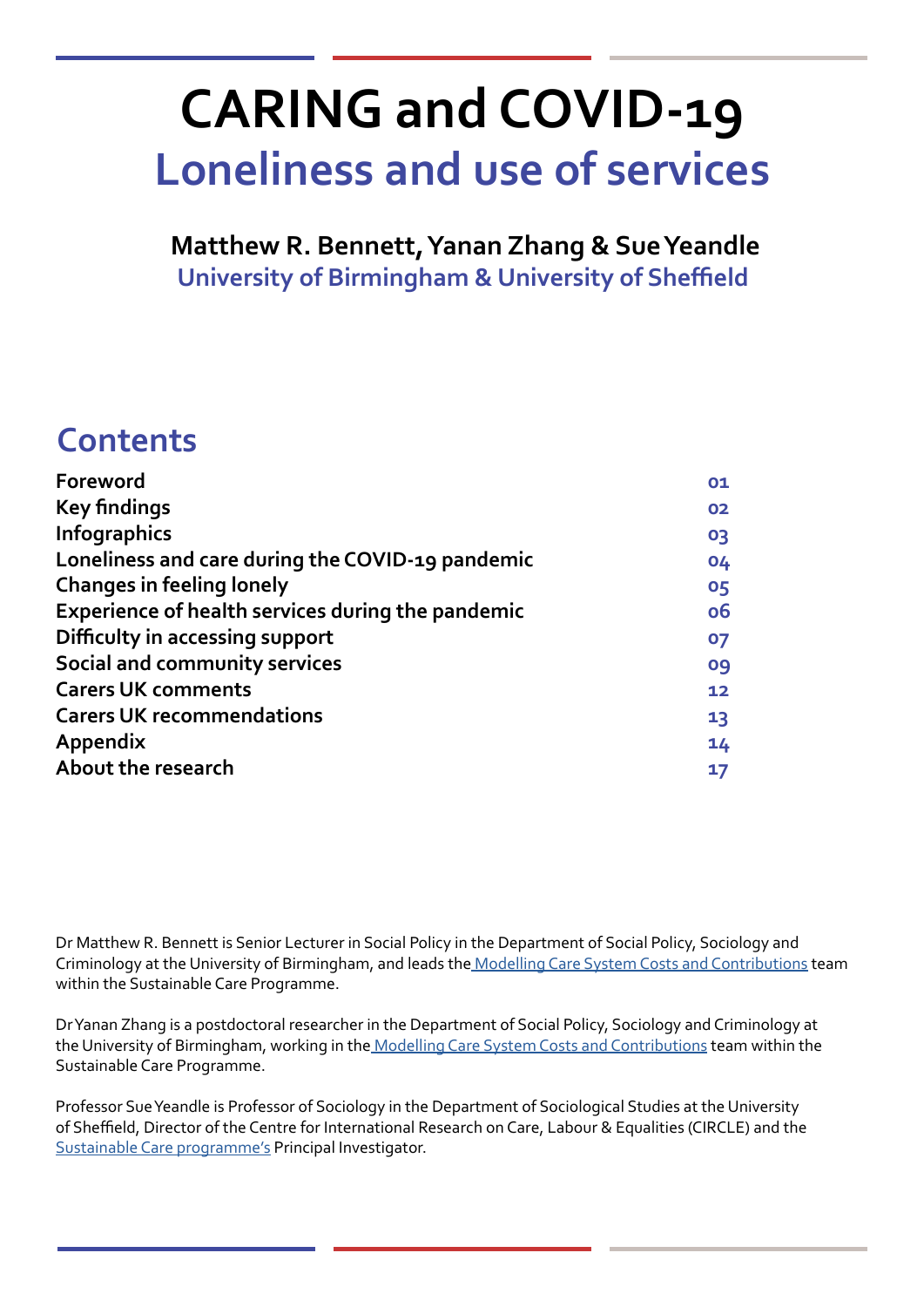# CARING and COVID-19

## Loneliness and use of services

**Matthew R. Bennett, Yanan Zhang & Sue Yeandle**

**University of Birmingham & University of Sheffield**

## Contents

| | |
|---|---|
| **Foreword** | 01 |
| **Key findings** | 02 |
| **Infographics** | 03 |
| **Loneliness and care during the COVID-19 pandemic** | 04 |
| **Changes in feeling lonely** | 05 |
| **Experience of health services during the pandemic** | 06 |
| **Difficulty in accessing support** | 07 |
| **Social and community services** | 09 |
| **Carers UK comments** | 12 |
| **Carers UK recommendations** | 13 |
| **Appendix** | 14 |
| **About the research** | 17 |

Dr Matthew R. Bennett is Senior Lecturer in Social Policy in the Department of Social Policy, Sociology and Criminology at the University of Birmingham, and leads the Modelling Care System Costs and Contributions team within the Sustainable Care Programme.

Dr Yanan Zhang is a postdoctoral researcher in the Department of Social Policy, Sociology and Criminology at the University of Birmingham, working in the Modelling Care System Costs and Contributions team within the Sustainable Care Programme.

Professor Sue Yeandle is Professor of Sociology in the Department of Sociological Studies at the University of Sheffield, Director of the Centre for International Research on Care, Labour & Equalities (CIRCLE) and the Sustainable Care programme's Principal Investigator.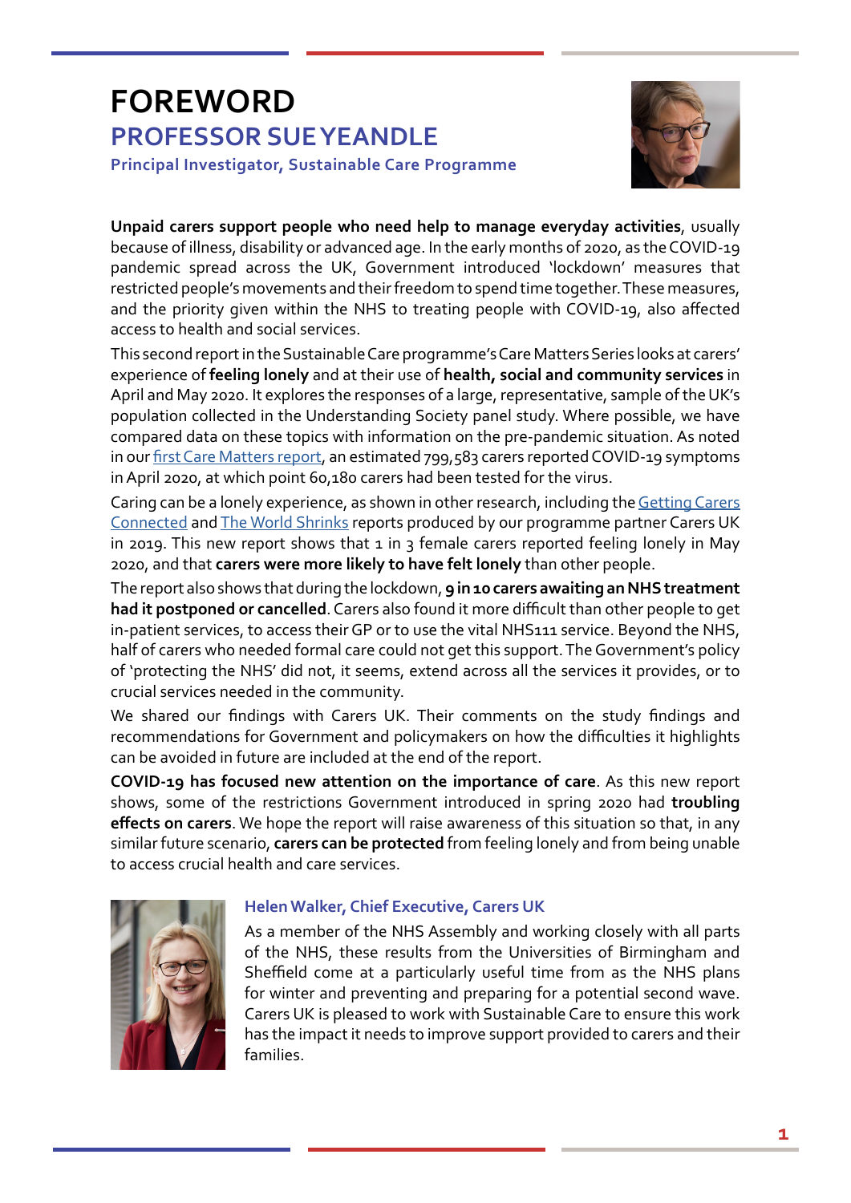# FOREWORD

## PROFESSOR SUE YEANDLE

**Principal Investigator, Sustainable Care Programme**

**Unpaid carers support people who need help to manage everyday activities**, usually because of illness, disability or advanced age. In the early months of 2020, as the COVID-19 pandemic spread across the UK, Government introduced 'lockdown' measures that restricted people's movements and their freedom to spend time together. These measures, and the priority given within the NHS to treating people with COVID-19, also affected access to health and social services.

This second report in the Sustainable Care programme's Care Matters Series looks at carers' experience of **feeling lonely** and at their use of **health, social and community services** in April and May 2020. It explores the responses of a large, representative, sample of the UK's population collected in the Understanding Society panel study. Where possible, we have compared data on these topics with information on the pre-pandemic situation. As noted in our first Care Matters report, an estimated 799,583 carers reported COVID-19 symptoms in April 2020, at which point 60,180 carers had been tested for the virus.

Caring can be a lonely experience, as shown in other research, including the Getting Carers Connected and The World Shrinks reports produced by our programme partner Carers UK in 2019. This new report shows that 1 in 3 female carers reported feeling lonely in May 2020, and that **carers were more likely to have felt lonely** than other people.

The report also shows that during the lockdown, **9 in 10 carers awaiting an NHS treatment had it postponed or cancelled**. Carers also found it more difficult than other people to get in-patient services, to access their GP or to use the vital NHS111 service. Beyond the NHS, half of carers who needed formal care could not get this support. The Government's policy of 'protecting the NHS' did not, it seems, extend across all the services it provides, or to crucial services needed in the community.

We shared our findings with Carers UK. Their comments on the study findings and recommendations for Government and policymakers on how the difficulties it highlights can be avoided in future are included at the end of the report.

**COVID-19 has focused new attention on the importance of care**. As this new report shows, some of the restrictions Government introduced in spring 2020 had **troubling effects on carers**. We hope the report will raise awareness of this situation so that, in any similar future scenario, **carers can be protected** from feeling lonely and from being unable to access crucial health and care services.

### Helen Walker, Chief Executive, Carers UK

As a member of the NHS Assembly and working closely with all parts of the NHS, these results from the Universities of Birmingham and Sheffield come at a particularly useful time from as the NHS plans for winter and preventing and preparing for a potential second wave. Carers UK is pleased to work with Sustainable Care to ensure this work has the impact it needs to improve support provided to carers and their families.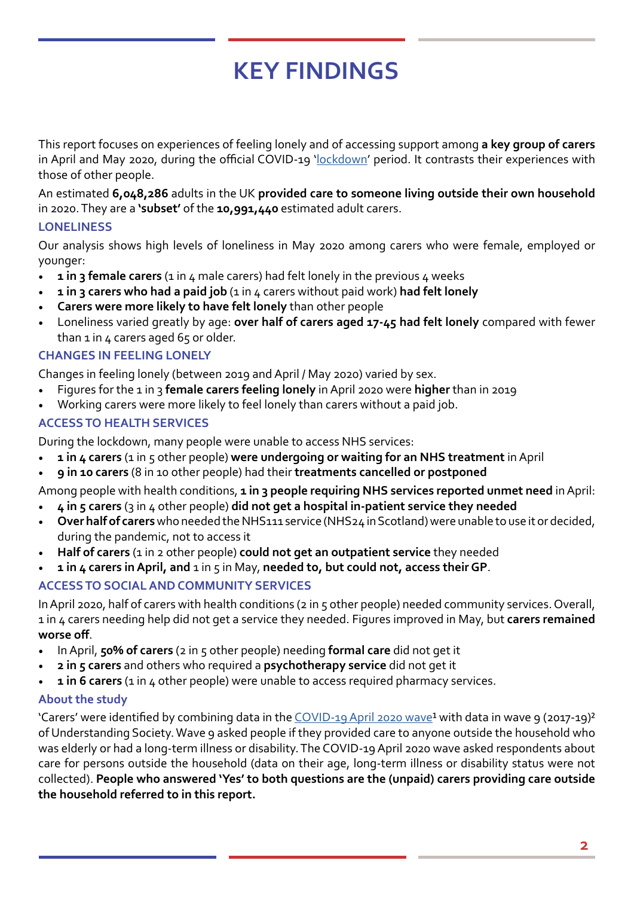# KEY FINDINGS

This report focuses on experiences of feeling lonely and of accessing support among **a key group of carers** in April and May 2020, during the official COVID-19 'lockdown' period. It contrasts their experiences with those of other people.

An estimated **6,048,286** adults in the UK **provided care to someone living outside their own household** in 2020. They are a **'subset'** of the **10,991,440** estimated adult carers.

### LONELINESS

Our analysis shows high levels of loneliness in May 2020 among carers who were female, employed or younger:

- **1 in 3 female carers** (1 in 4 male carers) had felt lonely in the previous 4 weeks
- **1 in 3 carers who had a paid job** (1 in 4 carers without paid work) **had felt lonely**
- **Carers were more likely to have felt lonely** than other people
- Loneliness varied greatly by age: **over half of carers aged 17-45 had felt lonely** compared with fewer than 1 in 4 carers aged 65 or older.

### CHANGES IN FEELING LONELY

Changes in feeling lonely (between 2019 and April / May 2020) varied by sex.

- Figures for the 1 in 3 **female carers feeling lonely** in April 2020 were **higher** than in 2019
- Working carers were more likely to feel lonely than carers without a paid job.

### ACCESS TO HEALTH SERVICES

During the lockdown, many people were unable to access NHS services:

- **1 in 4 carers** (1 in 5 other people) **were undergoing or waiting for an NHS treatment** in April
- **9 in 10 carers** (8 in 10 other people) had their **treatments cancelled or postponed**

Among people with health conditions, **1 in 3 people requiring NHS services reported unmet need** in April:

- **4 in 5 carers** (3 in 4 other people) **did not get a hospital in-patient service they needed**
- **Over half of carers** who needed the NHS111 service (NHS24 in Scotland) were unable to use it or decided, during the pandemic, not to access it
- **Half of carers** (1 in 2 other people) **could not get an outpatient service** they needed
- **1 in 4 carers in April, and** 1 in 5 in May, **needed to, but could not, access their GP**.

### ACCESS TO SOCIAL AND COMMUNITY SERVICES

In April 2020, half of carers with health conditions (2 in 5 other people) needed community services. Overall, 1 in 4 carers needing help did not get a service they needed. Figures improved in May, but **carers remained worse off**.

- In April, **50% of carers** (2 in 5 other people) needing **formal care** did not get it
- **2 in 5 carers** and others who required a **psychotherapy service** did not get it
- **1 in 6 carers** (1 in 4 other people) were unable to access required pharmacy services.

### About the study

'Carers' were identified by combining data in the COVID-19 April 2020 wave[1] with data in wave 9 (2017-19)[2] of Understanding Society. Wave 9 asked people if they provided care to anyone outside the household who was elderly or had a long-term illness or disability. The COVID-19 April 2020 wave asked respondents about care for persons outside the household (data on their age, long-term illness or disability status were not collected). **People who answered 'Yes' to both questions are the (unpaid) carers providing care outside the household referred to in this report.**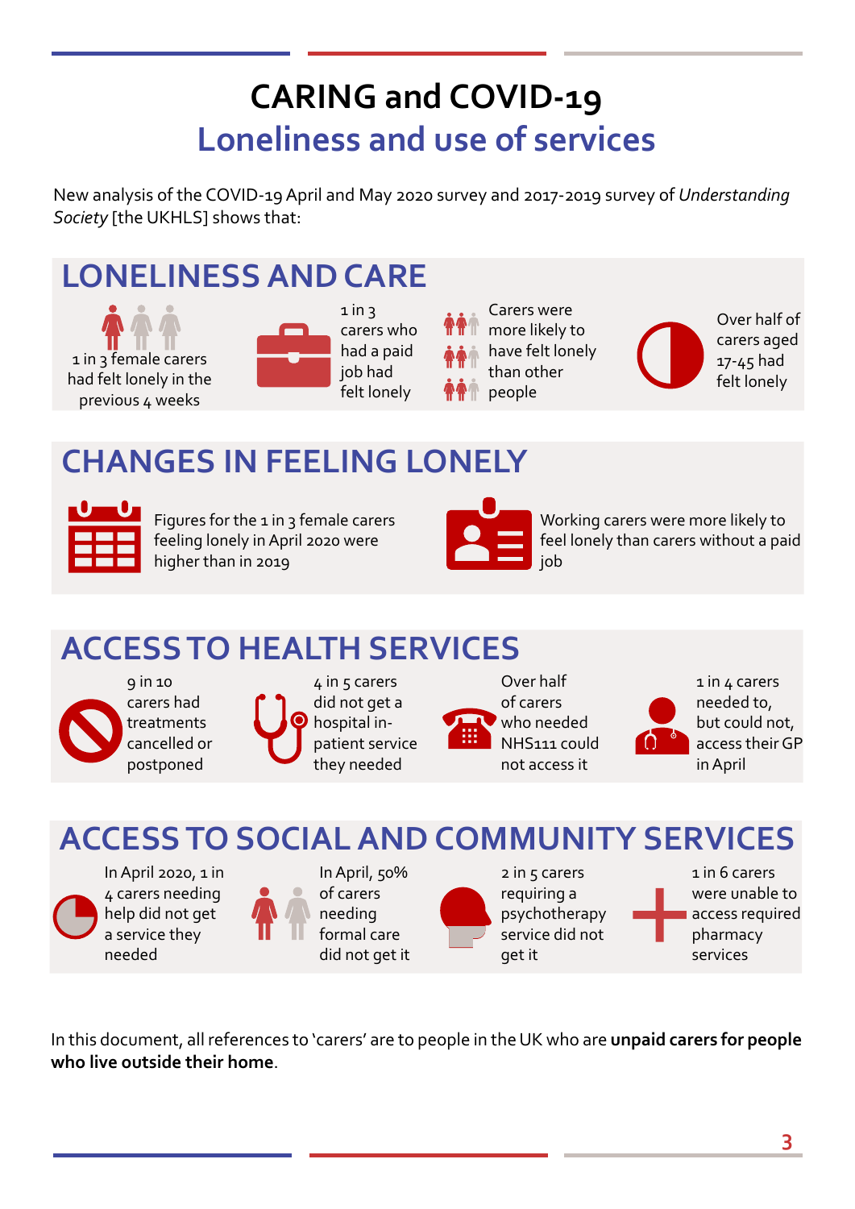# CARING and COVID-19

## Loneliness and use of services

New analysis of the COVID-19 April and May 2020 survey and 2017-2019 survey of *Understanding Society* [the UKHLS] shows that:

## LONELINESS AND CARE

- 1 in 3 female carers had felt lonely in the previous 4 weeks
- 1 in 3 carers who had a paid job had felt lonely
- Carers were more likely to have felt lonely than other people
- Over half of carers aged 17-45 had felt lonely

## CHANGES IN FEELING LONELY

- Figures for the 1 in 3 female carers feeling lonely in April 2020 were higher than in 2019
- Working carers were more likely to feel lonely than carers without a paid job

## ACCESS TO HEALTH SERVICES

- 9 in 10 carers had treatments cancelled or postponed
- 4 in 5 carers did not get a hospital in-patient service they needed
- Over half of carers who needed NHS111 could not access it
- 1 in 4 carers needed to, but could not, access their GP in April

## ACCESS TO SOCIAL AND COMMUNITY SERVICES

- In April 2020, 1 in 4 carers needing help did not get a service they needed
- In April, 50% of carers needing formal care did not get it
- 2 in 5 carers requiring a psychotherapy service did not get it
- 1 in 6 carers were unable to access required pharmacy services

In this document, all references to 'carers' are to people in the UK who are **unpaid carers for people who live outside their home**.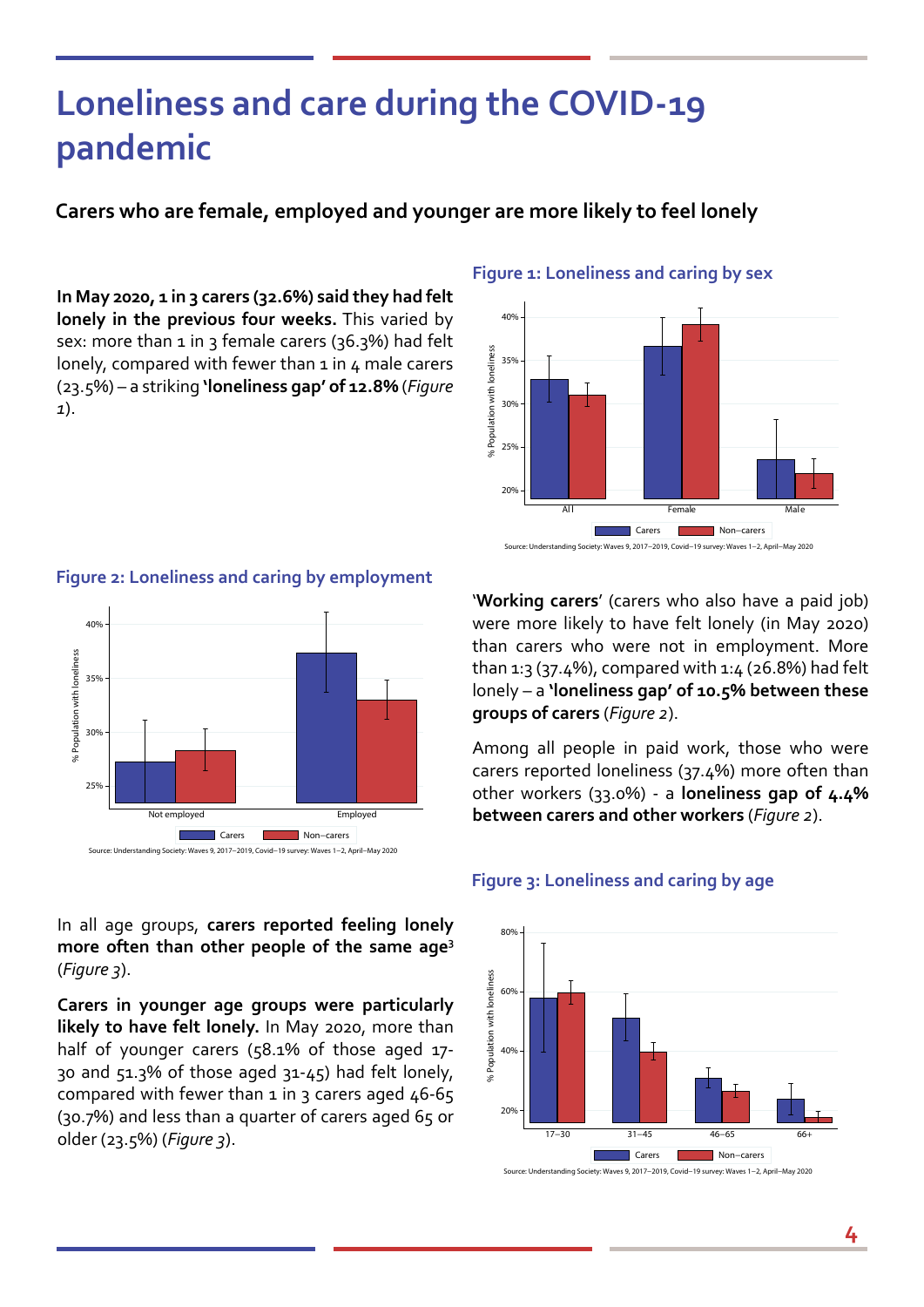# Loneliness and care during the COVID-19 pandemic

### Carers who are female, employed and younger are more likely to feel lonely

**In May 2020, 1 in 3 carers (32.6%) said they had felt lonely in the previous four weeks.** This varied by sex: more than 1 in 3 female carers (36.3%) had felt lonely, compared with fewer than 1 in 4 male carers (23.5%) – a striking **'loneliness gap' of 12.8%** (*Figure 1*).

**Figure 1: Loneliness and caring by sex**

Source: Understanding Society: Waves 9, 2017–2019, Covid–19 survey: Waves 1–2, April–May 2020

**Figure 2: Loneliness and caring by employment**

Source: Understanding Society: Waves 9, 2017–2019, Covid–19 survey: Waves 1–2, April–May 2020

'**Working carers**' (carers who also have a paid job) were more likely to have felt lonely (in May 2020) than carers who were not in employment. More than 1:3 (37.4%), compared with 1:4 (26.8%) had felt lonely – a **'loneliness gap' of 10.5% between these groups of carers** (*Figure 2*).

Among all people in paid work, those who were carers reported loneliness (37.4%) more often than other workers (33.0%) - a **loneliness gap of 4.4% between carers and other workers** (*Figure 2*).

**Figure 3: Loneliness and caring by age**

Source: Understanding Society: Waves 9, 2017–2019, Covid–19 survey: Waves 1–2, April–May 2020

In all age groups, **carers reported feeling lonely more often than other people of the same age**[3] (*Figure 3*).

**Carers in younger age groups were particularly likely to have felt lonely.** In May 2020, more than half of younger carers (58.1% of those aged 17-30 and 51.3% of those aged 31-45) had felt lonely, compared with fewer than 1 in 3 carers aged 46-65 (30.7%) and less than a quarter of carers aged 65 or older (23.5%) (*Figure 3*).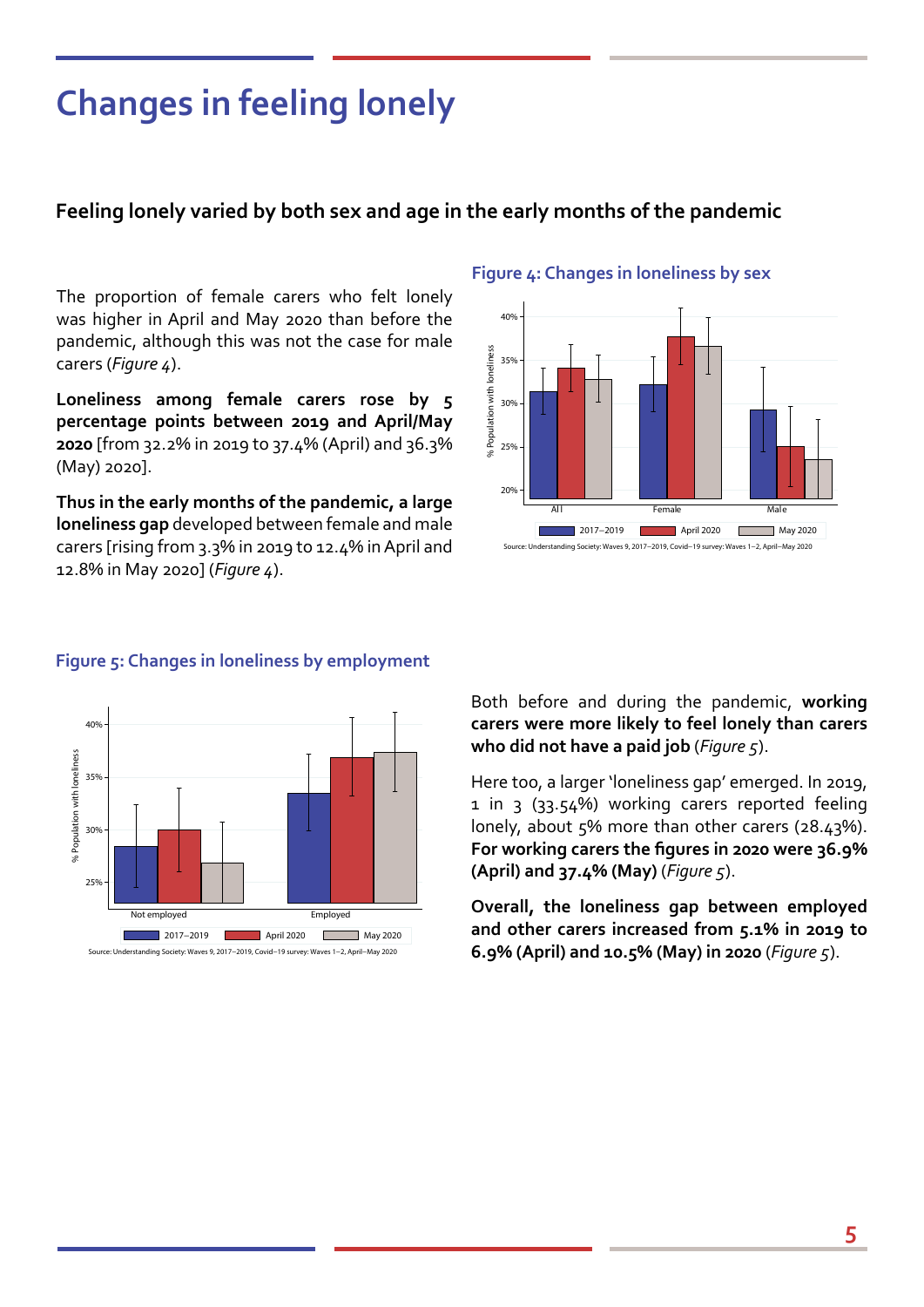# Changes in feeling lonely

## Feeling lonely varied by both sex and age in the early months of the pandemic

The proportion of female carers who felt lonely was higher in April and May 2020 than before the pandemic, although this was not the case for male carers (*Figure 4*).

**Loneliness among female carers rose by 5 percentage points between 2019 and April/May 2020** [from 32.2% in 2019 to 37.4% (April) and 36.3% (May) 2020].

**Thus in the early months of the pandemic, a large loneliness gap** developed between female and male carers [rising from 3.3% in 2019 to 12.4% in April and 12.8% in May 2020] (*Figure 4*).

### Figure 4: Changes in loneliness by sex

Source: Understanding Society: Waves 9, 2017–2019, Covid–19 survey: Waves 1–2, April–May 2020

### Figure 5: Changes in loneliness by employment

Source: Understanding Society: Waves 9, 2017–2019, Covid–19 survey: Waves 1–2, April–May 2020

Both before and during the pandemic, **working carers were more likely to feel lonely than carers who did not have a paid job** (*Figure 5*).

Here too, a larger 'loneliness gap' emerged. In 2019, 1 in 3 (33.54%) working carers reported feeling lonely, about 5% more than other carers (28.43%). **For working carers the figures in 2020 were 36.9% (April) and 37.4% (May)** (*Figure 5*).

**Overall, the loneliness gap between employed and other carers increased from 5.1% in 2019 to 6.9% (April) and 10.5% (May) in 2020** (*Figure 5*).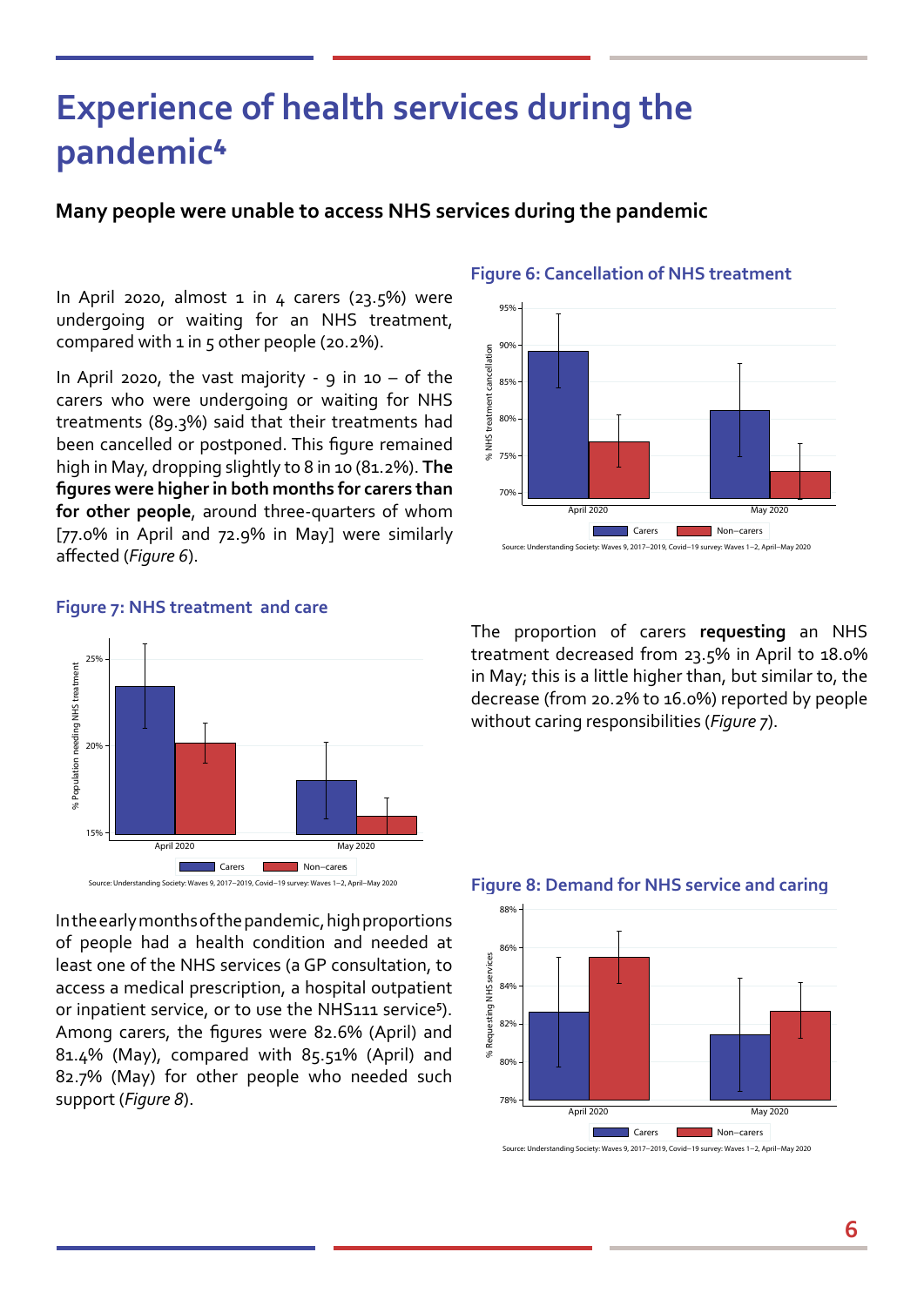# Experience of health services during the pandemic[4]

### Many people were unable to access NHS services during the pandemic

In April 2020, almost 1 in 4 carers (23.5%) were undergoing or waiting for an NHS treatment, compared with 1 in 5 other people (20.2%).

In April 2020, the vast majority - 9 in 10 – of the carers who were undergoing or waiting for NHS treatments (89.3%) said that their treatments had been cancelled or postponed. This figure remained high in May, dropping slightly to 8 in 10 (81.2%). **The figures were higher in both months for carers than for other people**, around three-quarters of whom [77.0% in April and 72.9% in May] were similarly affected (*Figure 6*).

**Figure 6: Cancellation of NHS treatment**

Source: Understanding Society: Waves 9, 2017–2019, Covid–19 survey: Waves 1–2, April–May 2020

**Figure 7: NHS treatment and care**

Source: Understanding Society: Waves 9, 2017–2019, Covid–19 survey: Waves 1–2, April–May 2020

The proportion of carers **requesting** an NHS treatment decreased from 23.5% in April to 18.0% in May; this is a little higher than, but similar to, the decrease (from 20.2% to 16.0%) reported by people without caring responsibilities (*Figure 7*).

In the early months of the pandemic, high proportions of people had a health condition and needed at least one of the NHS services (a GP consultation, to access a medical prescription, a hospital outpatient or inpatient service, or to use the NHS111 service[5]). Among carers, the figures were 82.6% (April) and 81.4% (May), compared with 85.51% (April) and 82.7% (May) for other people who needed such support (*Figure 8*).

**Figure 8: Demand for NHS service and caring**

Source: Understanding Society: Waves 9, 2017–2019, Covid–19 survey: Waves 1–2, April–May 2020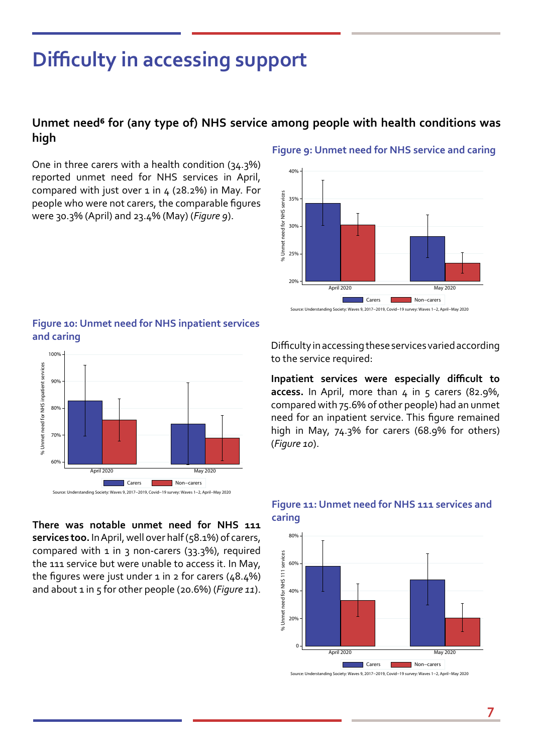# Difficulty in accessing support

### Unmet need[6] for (any type of) NHS service among people with health conditions was high

One in three carers with a health condition (34.3%) reported unmet need for NHS services in April, compared with just over 1 in 4 (28.2%) in May. For people who were not carers, the comparable figures were 30.3% (April) and 23.4% (May) (*Figure 9*).

**Figure 9: Unmet need for NHS service and caring**

Source: Understanding Society: Waves 9, 2017–2019, Covid–19 survey: Waves 1–2, April–May 2020

**Figure 10: Unmet need for NHS inpatient services and caring**

Source: Understanding Society: Waves 9, 2017–2019, Covid–19 survey: Waves 1–2, April–May 2020

Difficulty in accessing these services varied according to the service required:

**Inpatient services were especially difficult to access.** In April, more than 4 in 5 carers (82.9%, compared with 75.6% of other people) had an unmet need for an inpatient service. This figure remained high in May, 74.3% for carers (68.9% for others) (*Figure 10*).

**There was notable unmet need for NHS 111 services too.** In April, well over half (58.1%) of carers, compared with 1 in 3 non-carers (33.3%), required the 111 service but were unable to access it. In May, the figures were just under 1 in 2 for carers (48.4%) and about 1 in 5 for other people (20.6%) (*Figure 11*).

**Figure 11: Unmet need for NHS 111 services and caring**

Source: Understanding Society: Waves 9, 2017–2019, Covid–19 survey: Waves 1–2, April–May 2020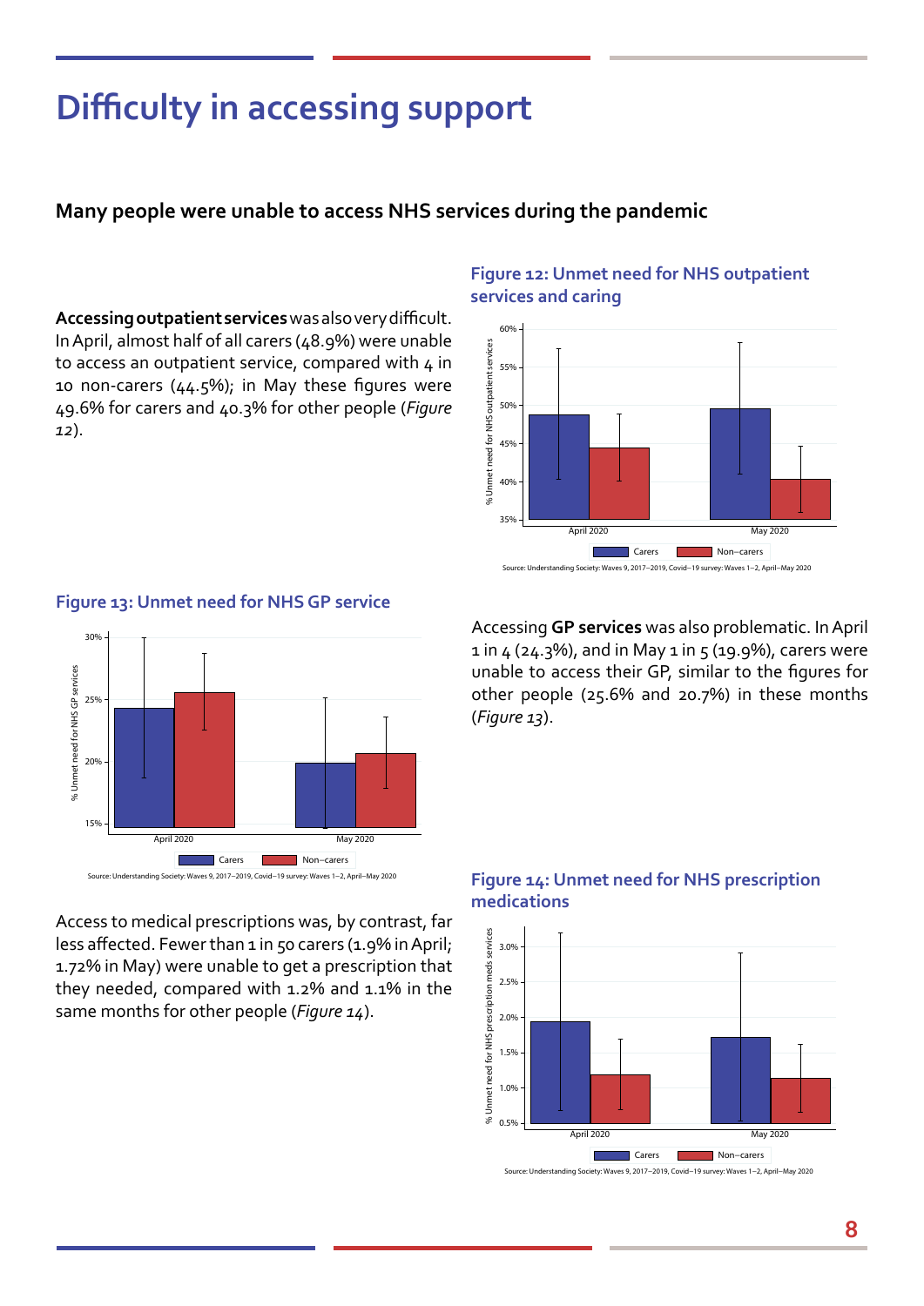# Difficulty in accessing support

## Many people were unable to access NHS services during the pandemic

**Accessing outpatient services** was also very difficult. In April, almost half of all carers (48.9%) were unable to access an outpatient service, compared with 4 in 10 non-carers (44.5%); in May these figures were 49.6% for carers and 40.3% for other people (*Figure 12*).

### Figure 12: Unmet need for NHS outpatient services and caring

Source: Understanding Society: Waves 9, 2017–2019, Covid–19 survey: Waves 1–2, April–May 2020

Accessing **GP services** was also problematic. In April 1 in 4 (24.3%), and in May 1 in 5 (19.9%), carers were unable to access their GP, similar to the figures for other people (25.6% and 20.7%) in these months (*Figure 13*).

### Figure 13: Unmet need for NHS GP service

Source: Understanding Society: Waves 9, 2017–2019, Covid–19 survey: Waves 1–2, April–May 2020

Access to medical prescriptions was, by contrast, far less affected. Fewer than 1 in 50 carers (1.9% in April; 1.72% in May) were unable to get a prescription that they needed, compared with 1.2% and 1.1% in the same months for other people (*Figure 14*).

### Figure 14: Unmet need for NHS prescription medications

Source: Understanding Society: Waves 9, 2017–2019, Covid–19 survey: Waves 1–2, April–May 2020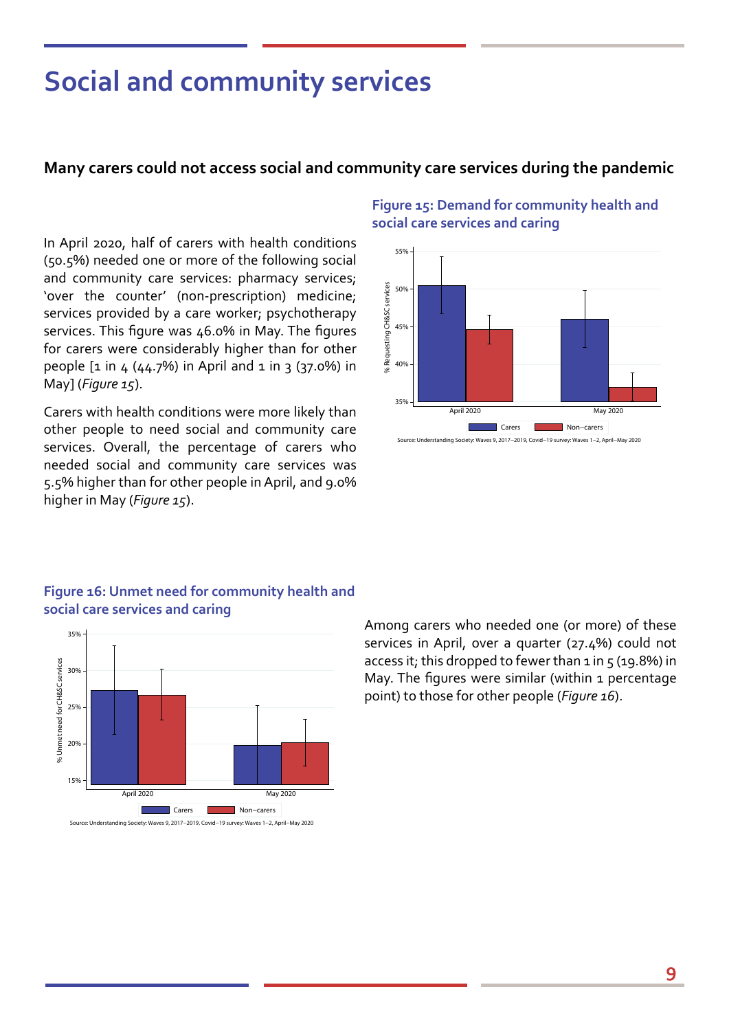# Social and community services

### Many carers could not access social and community care services during the pandemic

In April 2020, half of carers with health conditions (50.5%) needed one or more of the following social and community care services: pharmacy services; 'over the counter' (non-prescription) medicine; services provided by a care worker; psychotherapy services. This figure was 46.0% in May. The figures for carers were considerably higher than for other people [1 in 4 (44.7%) in April and 1 in 3 (37.0%) in May] (*Figure 15*).

Carers with health conditions were more likely than other people to need social and community care services. Overall, the percentage of carers who needed social and community care services was 5.5% higher than for other people in April, and 9.0% higher in May (*Figure 15*).

**Figure 15: Demand for community health and social care services and caring**

Source: Understanding Society: Waves 9, 2017–2019, Covid–19 survey: Waves 1–2, April–May 2020

**Figure 16: Unmet need for community health and social care services and caring**

Source: Understanding Society: Waves 9, 2017–2019, Covid–19 survey: Waves 1–2, April–May 2020

Among carers who needed one (or more) of these services in April, over a quarter (27.4%) could not access it; this dropped to fewer than 1 in 5 (19.8%) in May. The figures were similar (within 1 percentage point) to those for other people (*Figure 16*).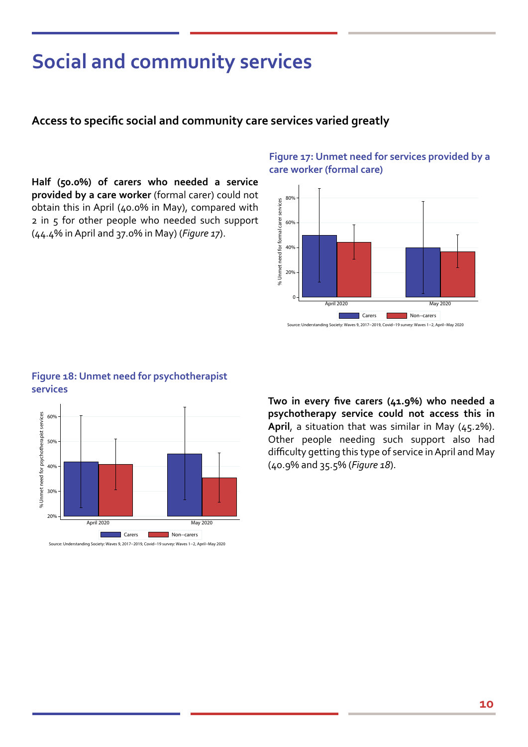# Social and community services

## Access to specific social and community care services varied greatly

**Half (50.0%) of carers who needed a service provided by a care worker** (formal carer) could not obtain this in April (40.0% in May), compared with 2 in 5 for other people who needed such support (44.4% in April and 37.0% in May) (*Figure 17*).

### Figure 17: Unmet need for services provided by a care worker (formal care)

Source: Understanding Society: Waves 9, 2017–2019, Covid–19 survey: Waves 1–2, April–May 2020

### Figure 18: Unmet need for psychotherapist services

Source: Understanding Society: Waves 9, 2017–2019, Covid–19 survey: Waves 1–2, April–May 2020

**Two in every five carers (41.9%) who needed a psychotherapy service could not access this in April**, a situation that was similar in May (45.2%). Other people needing such support also had difficulty getting this type of service in April and May (40.9% and 35.5% (*Figure 18*).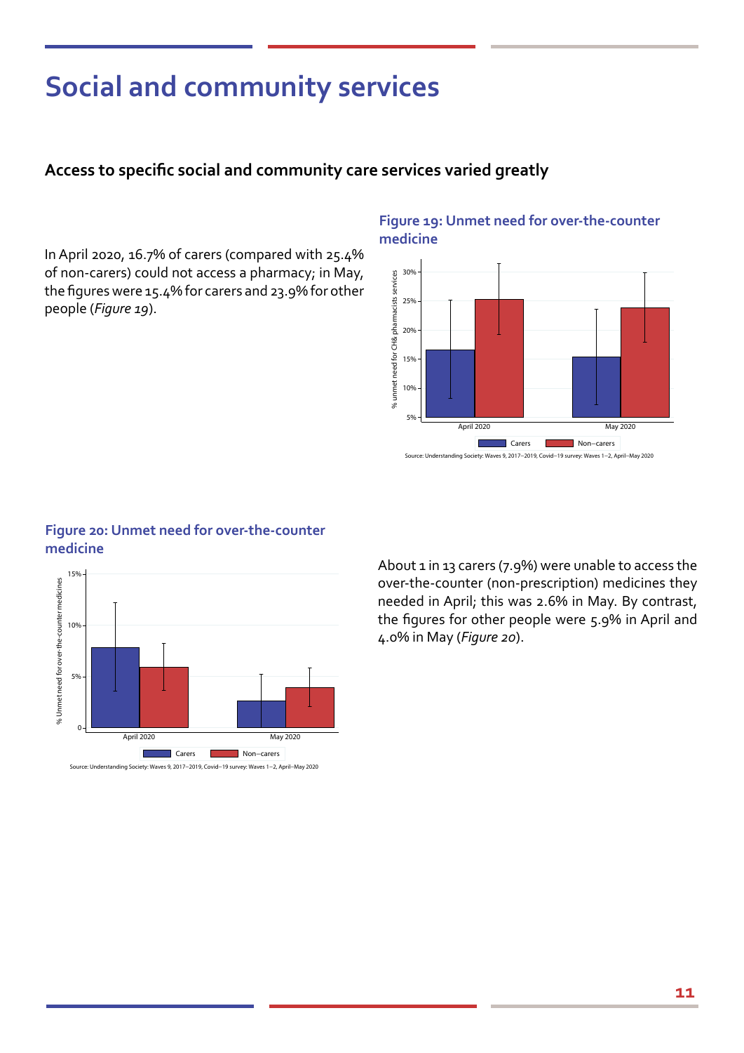# Social and community services

### Access to specific social and community care services varied greatly

In April 2020, 16.7% of carers (compared with 25.4% of non-carers) could not access a pharmacy; in May, the figures were 15.4% for carers and 23.9% for other people (*Figure 19*).

#### Figure 19: Unmet need for over-the-counter medicine

Source: Understanding Society: Waves 9, 2017–2019, Covid–19 survey: Waves 1–2, April–May 2020

#### Figure 20: Unmet need for over-the-counter medicine

Source: Understanding Society: Waves 9, 2017–2019, Covid–19 survey: Waves 1–2, April–May 2020

About 1 in 13 carers (7.9%) were unable to access the over-the-counter (non-prescription) medicines they needed in April; this was 2.6% in May. By contrast, the figures for other people were 5.9% in April and 4.0% in May (*Figure 20*).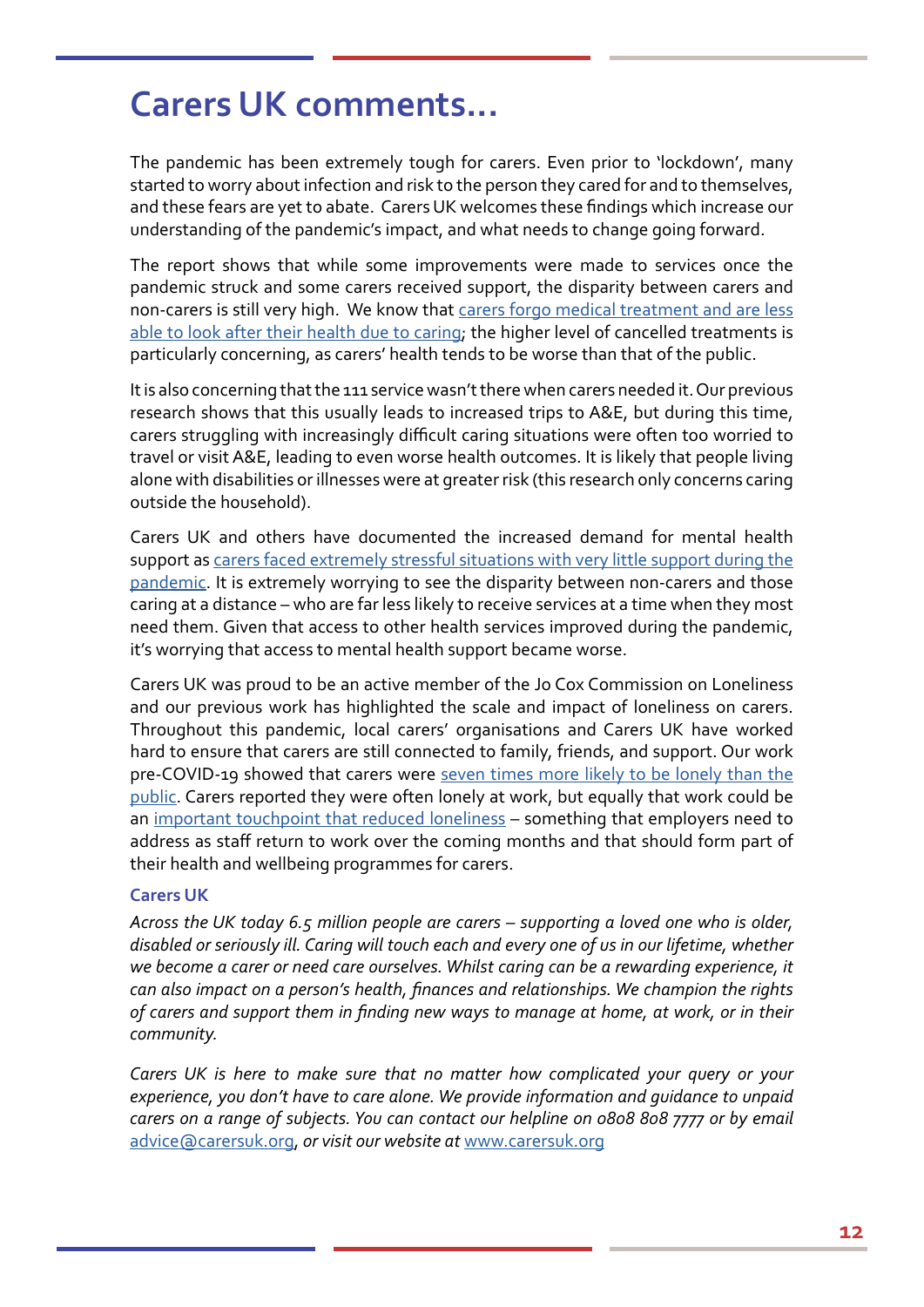# Carers UK comments…

The pandemic has been extremely tough for carers. Even prior to 'lockdown', many started to worry about infection and risk to the person they cared for and to themselves, and these fears are yet to abate. Carers UK welcomes these findings which increase our understanding of the pandemic's impact, and what needs to change going forward.

The report shows that while some improvements were made to services once the pandemic struck and some carers received support, the disparity between carers and non-carers is still very high. We know that carers forgo medical treatment and are less able to look after their health due to caring; the higher level of cancelled treatments is particularly concerning, as carers' health tends to be worse than that of the public.

It is also concerning that the 111 service wasn't there when carers needed it. Our previous research shows that this usually leads to increased trips to A&E, but during this time, carers struggling with increasingly difficult caring situations were often too worried to travel or visit A&E, leading to even worse health outcomes. It is likely that people living alone with disabilities or illnesses were at greater risk (this research only concerns caring outside the household).

Carers UK and others have documented the increased demand for mental health support as carers faced extremely stressful situations with very little support during the pandemic. It is extremely worrying to see the disparity between non-carers and those caring at a distance – who are far less likely to receive services at a time when they most need them. Given that access to other health services improved during the pandemic, it's worrying that access to mental health support became worse.

Carers UK was proud to be an active member of the Jo Cox Commission on Loneliness and our previous work has highlighted the scale and impact of loneliness on carers. Throughout this pandemic, local carers' organisations and Carers UK have worked hard to ensure that carers are still connected to family, friends, and support. Our work pre-COVID-19 showed that carers were seven times more likely to be lonely than the public. Carers reported they were often lonely at work, but equally that work could be an important touchpoint that reduced loneliness – something that employers need to address as staff return to work over the coming months and that should form part of their health and wellbeing programmes for carers.

**Carers UK**

*Across the UK today 6.5 million people are carers – supporting a loved one who is older, disabled or seriously ill. Caring will touch each and every one of us in our lifetime, whether we become a carer or need care ourselves. Whilst caring can be a rewarding experience, it can also impact on a person's health, finances and relationships. We champion the rights of carers and support them in finding new ways to manage at home, at work, or in their community.*

*Carers UK is here to make sure that no matter how complicated your query or your experience, you don't have to care alone. We provide information and guidance to unpaid carers on a range of subjects. You can contact our helpline on 0808 808 7777 or by email* advice@carersuk.org, *or visit our website at* www.carersuk.org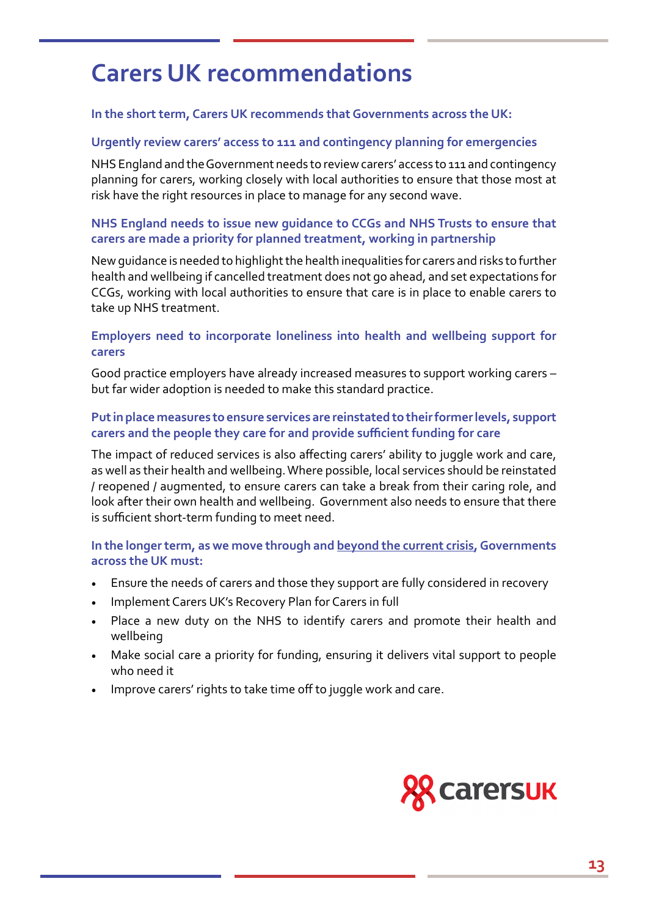# Carers UK recommendations

**In the short term, Carers UK recommends that Governments across the UK:**

### Urgently review carers' access to 111 and contingency planning for emergencies

NHS England and the Government needs to review carers' access to 111 and contingency planning for carers, working closely with local authorities to ensure that those most at risk have the right resources in place to manage for any second wave.

### NHS England needs to issue new guidance to CCGs and NHS Trusts to ensure that carers are made a priority for planned treatment, working in partnership

New guidance is needed to highlight the health inequalities for carers and risks to further health and wellbeing if cancelled treatment does not go ahead, and set expectations for CCGs, working with local authorities to ensure that care is in place to enable carers to take up NHS treatment.

### Employers need to incorporate loneliness into health and wellbeing support for carers

Good practice employers have already increased measures to support working carers – but far wider adoption is needed to make this standard practice.

### Put in place measures to ensure services are reinstated to their former levels, support carers and the people they care for and provide sufficient funding for care

The impact of reduced services is also affecting carers' ability to juggle work and care, as well as their health and wellbeing. Where possible, local services should be reinstated / reopened / augmented, to ensure carers can take a break from their caring role, and look after their own health and wellbeing. Government also needs to ensure that there is sufficient short-term funding to meet need.

**In the longer term, as we move through and beyond the current crisis, Governments across the UK must:**

- Ensure the needs of carers and those they support are fully considered in recovery
- Implement Carers UK's Recovery Plan for Carers in full
- Place a new duty on the NHS to identify carers and promote their health and wellbeing
- Make social care a priority for funding, ensuring it delivers vital support to people who need it
- Improve carers' rights to take time off to juggle work and care.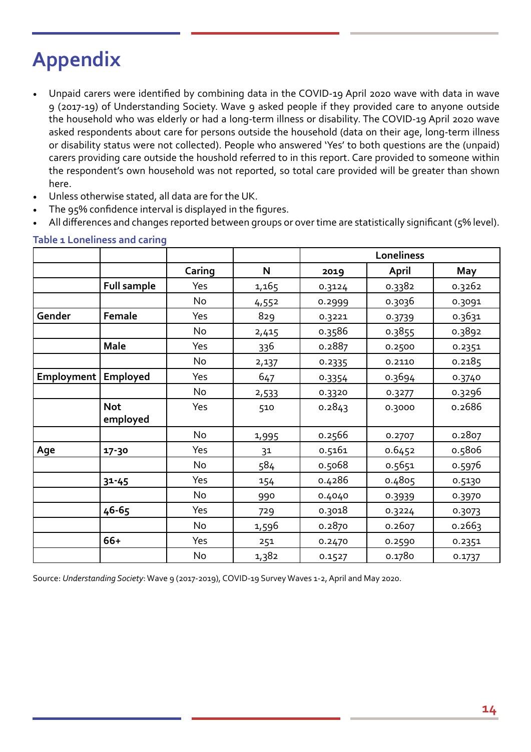# Appendix

- Unpaid carers were identified by combining data in the COVID-19 April 2020 wave with data in wave 9 (2017-19) of Understanding Society. Wave 9 asked people if they provided care to anyone outside the household who was elderly or had a long-term illness or disability. The COVID-19 April 2020 wave asked respondents about care for persons outside the household (data on their age, long-term illness or disability status were not collected). People who answered 'Yes' to both questions are the (unpaid) carers providing care outside the houshold referred to in this report. Care provided to someone within the respondent's own household was not reported, so total care provided will be greater than shown here.
- Unless otherwise stated, all data are for the UK.
- The 95% confidence interval is displayed in the figures.
- All differences and changes reported between groups or over time are statistically significant (5% level).

**Table 1 Loneliness and caring**

| | | | | Loneliness | | |
|---|---|---|---|---|---|---|
| | | **Caring** | **N** | **2019** | **April** | **May** |
| | **Full sample** | Yes | 1,165 | 0.3124 | 0.3382 | 0.3262 |
| | | No | 4,552 | 0.2999 | 0.3036 | 0.3091 |
| **Gender** | **Female** | Yes | 829 | 0.3221 | 0.3739 | 0.3631 |
| | | No | 2,415 | 0.3586 | 0.3855 | 0.3892 |
| | **Male** | Yes | 336 | 0.2887 | 0.2500 | 0.2351 |
| | | No | 2,137 | 0.2335 | 0.2110 | 0.2185 |
| **Employment** | **Employed** | Yes | 647 | 0.3354 | 0.3694 | 0.3740 |
| | | No | 2,533 | 0.3320 | 0.3277 | 0.3296 |
| | **Not employed** | Yes | 510 | 0.2843 | 0.3000 | 0.2686 |
| | | No | 1,995 | 0.2566 | 0.2707 | 0.2807 |
| **Age** | **17-30** | Yes | 31 | 0.5161 | 0.6452 | 0.5806 |
| | | No | 584 | 0.5068 | 0.5651 | 0.5976 |
| | **31-45** | Yes | 154 | 0.4286 | 0.4805 | 0.5130 |
| | | No | 990 | 0.4040 | 0.3939 | 0.3970 |
| | **46-65** | Yes | 729 | 0.3018 | 0.3224 | 0.3073 |
| | | No | 1,596 | 0.2870 | 0.2607 | 0.2663 |
| | **66+** | Yes | 251 | 0.2470 | 0.2590 | 0.2351 |
| | | No | 1,382 | 0.1527 | 0.1780 | 0.1737 |

Source: *Understanding Society*: Wave 9 (2017-2019), COVID-19 Survey Waves 1-2, April and May 2020.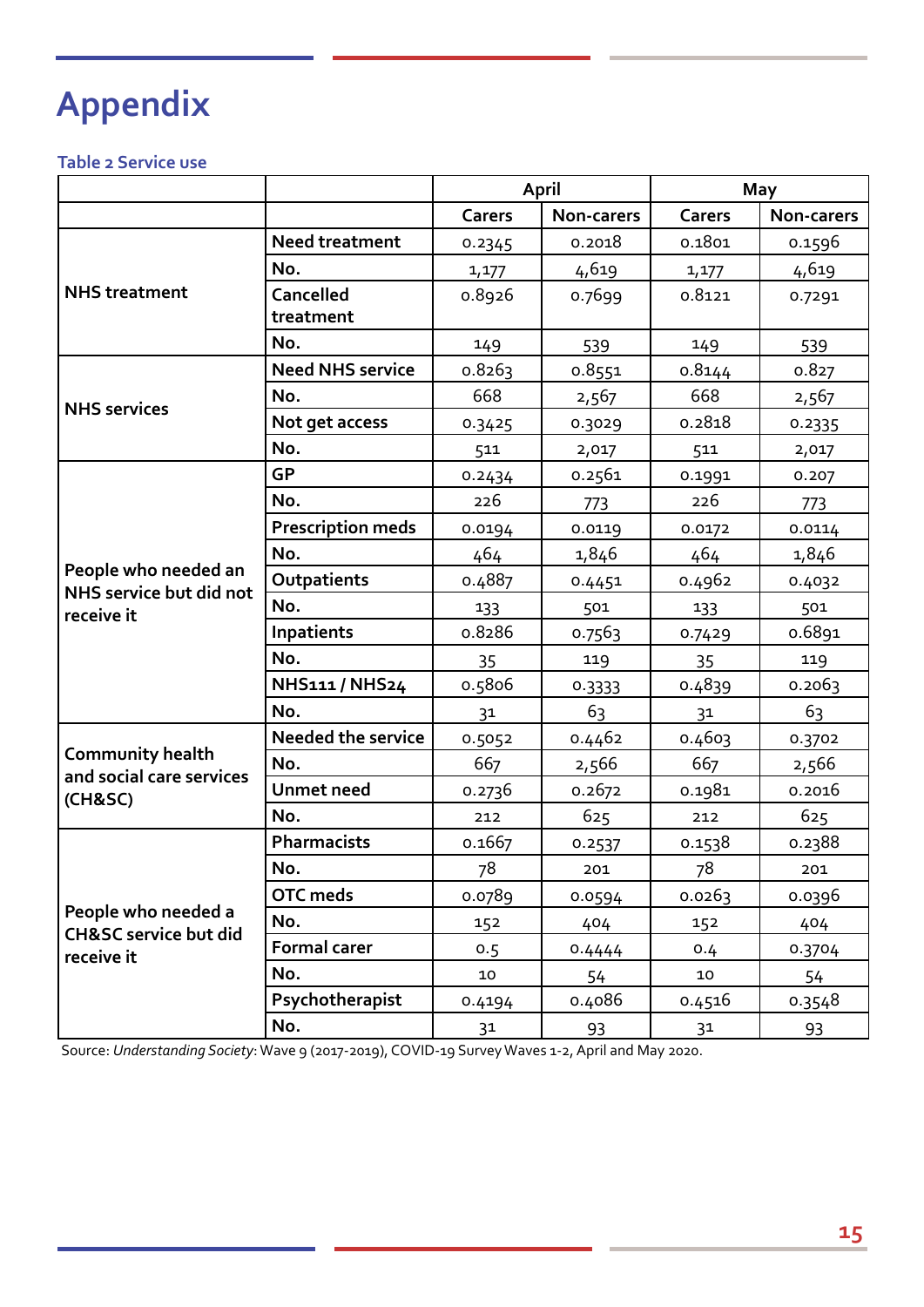# Appendix

### Table 2 Service use

| | | April | | May | |
|---|---|---|---|---|---|
| | | Carers | Non-carers | Carers | Non-carers |
| NHS treatment | Need treatment | 0.2345 | 0.2018 | 0.1801 | 0.1596 |
| | No. | 1,177 | 4,619 | 1,177 | 4,619 |
| | Cancelled treatment | 0.8926 | 0.7699 | 0.8121 | 0.7291 |
| | No. | 149 | 539 | 149 | 539 |
| NHS services | Need NHS service | 0.8263 | 0.8551 | 0.8144 | 0.827 |
| | No. | 668 | 2,567 | 668 | 2,567 |
| | Not get access | 0.3425 | 0.3029 | 0.2818 | 0.2335 |
| | No. | 511 | 2,017 | 511 | 2,017 |
| People who needed an NHS service but did not receive it | GP | 0.2434 | 0.2561 | 0.1991 | 0.207 |
| | No. | 226 | 773 | 226 | 773 |
| | Prescription meds | 0.0194 | 0.0119 | 0.0172 | 0.0114 |
| | No. | 464 | 1,846 | 464 | 1,846 |
| | Outpatients | 0.4887 | 0.4451 | 0.4962 | 0.4032 |
| | No. | 133 | 501 | 133 | 501 |
| | Inpatients | 0.8286 | 0.7563 | 0.7429 | 0.6891 |
| | No. | 35 | 119 | 35 | 119 |
| | NHS111 / NHS24 | 0.5806 | 0.3333 | 0.4839 | 0.2063 |
| | No. | 31 | 63 | 31 | 63 |
| Community health and social care services (CH&SC) | Needed the service | 0.5052 | 0.4462 | 0.4603 | 0.3702 |
| | No. | 667 | 2,566 | 667 | 2,566 |
| | Unmet need | 0.2736 | 0.2672 | 0.1981 | 0.2016 |
| | No. | 212 | 625 | 212 | 625 |
| People who needed a CH&SC service but did receive it | Pharmacists | 0.1667 | 0.2537 | 0.1538 | 0.2388 |
| | No. | 78 | 201 | 78 | 201 |
| | OTC meds | 0.0789 | 0.0594 | 0.0263 | 0.0396 |
| | No. | 152 | 404 | 152 | 404 |
| | Formal carer | 0.5 | 0.4444 | 0.4 | 0.3704 |
| | No. | 10 | 54 | 10 | 54 |
| | Psychotherapist | 0.4194 | 0.4086 | 0.4516 | 0.3548 |
| | No. | 31 | 93 | 31 | 93 |

Source: *Understanding Society*: Wave 9 (2017-2019), COVID-19 Survey Waves 1-2, April and May 2020.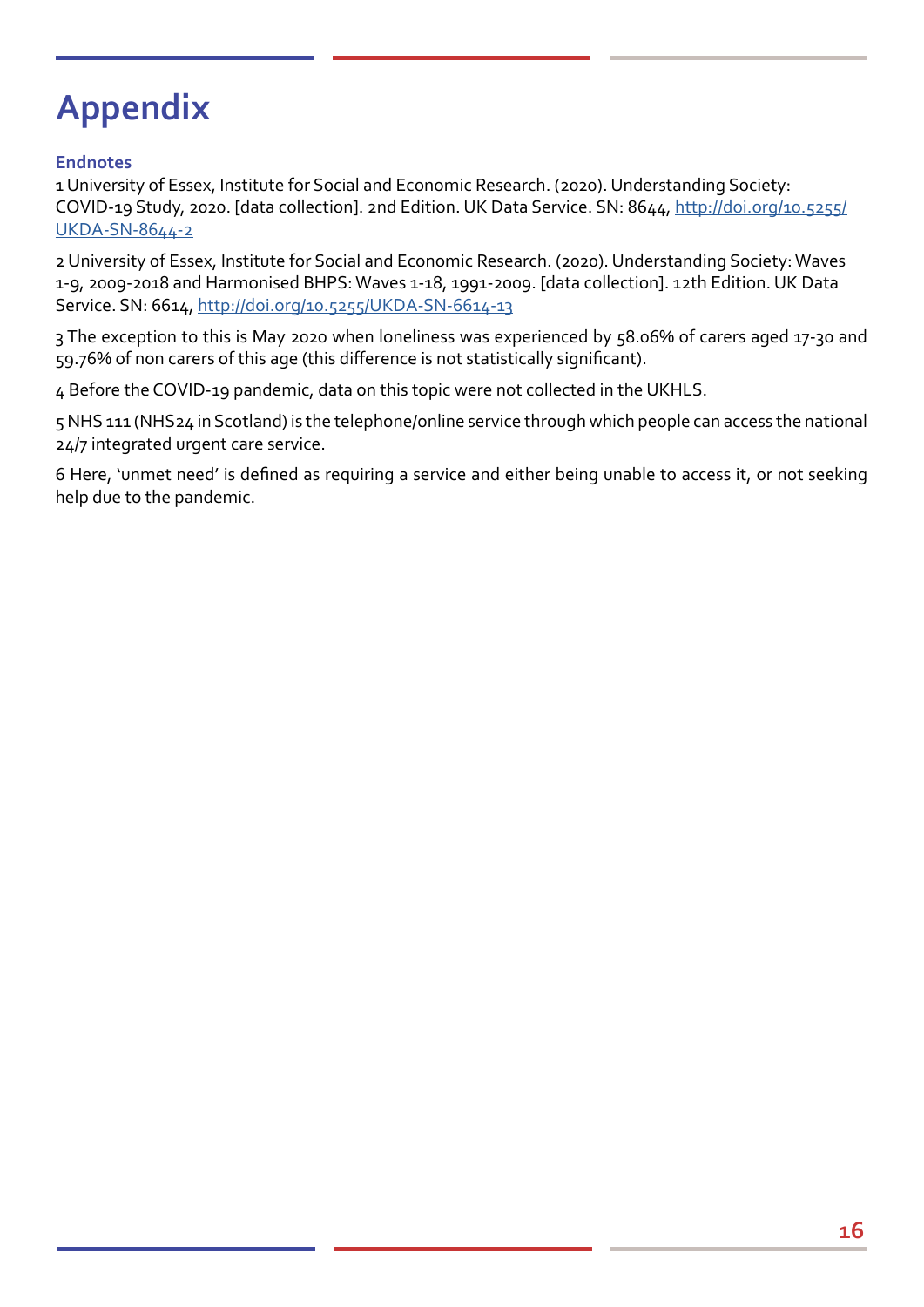# Appendix

### Endnotes

1 University of Essex, Institute for Social and Economic Research. (2020). Understanding Society: COVID-19 Study, 2020. [data collection]. 2nd Edition. UK Data Service. SN: 8644, [http://doi.org/10.5255/UKDA-SN-8644-2](http://doi.org/10.5255/UKDA-SN-8644-2)

2 University of Essex, Institute for Social and Economic Research. (2020). Understanding Society: Waves 1-9, 2009-2018 and Harmonised BHPS: Waves 1-18, 1991-2009. [data collection]. 12th Edition. UK Data Service. SN: 6614, [http://doi.org/10.5255/UKDA-SN-6614-13](http://doi.org/10.5255/UKDA-SN-6614-13)

3 The exception to this is May 2020 when loneliness was experienced by 58.06% of carers aged 17-30 and 59.76% of non carers of this age (this difference is not statistically significant).

4 Before the COVID-19 pandemic, data on this topic were not collected in the UKHLS.

5 NHS 111 (NHS24 in Scotland) is the telephone/online service through which people can access the national 24/7 integrated urgent care service.

6 Here, 'unmet need' is defined as requiring a service and either being unable to access it, or not seeking help due to the pandemic.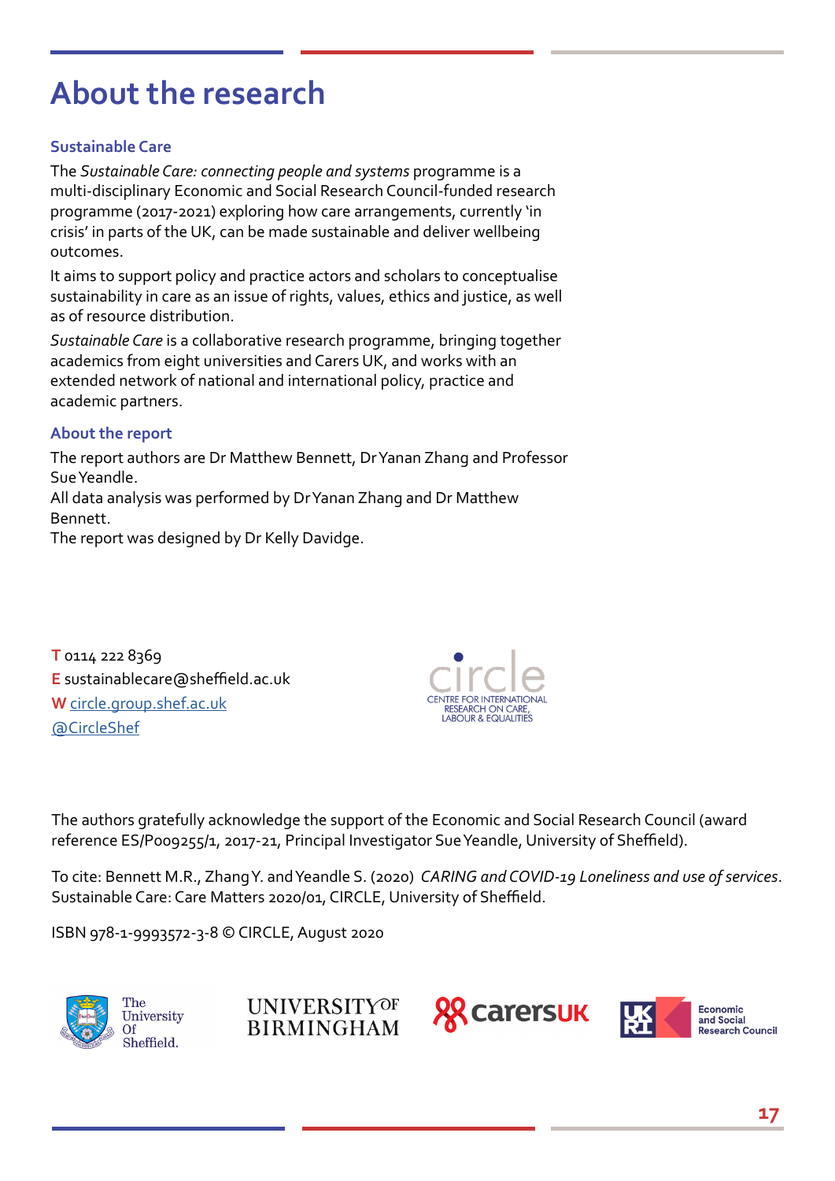# About the research

### Sustainable Care

The *Sustainable Care: connecting people and systems* programme is a multi-disciplinary Economic and Social Research Council-funded research programme (2017-2021) exploring how care arrangements, currently 'in crisis' in parts of the UK, can be made sustainable and deliver wellbeing outcomes.

It aims to support policy and practice actors and scholars to conceptualise sustainability in care as an issue of rights, values, ethics and justice, as well as of resource distribution.

*Sustainable Care* is a collaborative research programme, bringing together academics from eight universities and Carers UK, and works with an extended network of national and international policy, practice and academic partners.

### About the report

The report authors are Dr Matthew Bennett, Dr Yanan Zhang and Professor Sue Yeandle.
All data analysis was performed by Dr Yanan Zhang and Dr Matthew Bennett.
The report was designed by Dr Kelly Davidge.

**T** 0114 222 8369
**E** sustainablecare@sheffield.ac.uk
**W** circle.group.shef.ac.uk
@CircleShef

circle
CENTRE FOR INTERNATIONAL RESEARCH ON CARE, LABOUR & EQUALITIES

The authors gratefully acknowledge the support of the Economic and Social Research Council (award reference ES/P009255/1, 2017-21, Principal Investigator Sue Yeandle, University of Sheffield).

To cite: Bennett M.R., Zhang Y. and Yeandle S. (2020) *CARING and COVID-19 Loneliness and use of services*. Sustainable Care: Care Matters 2020/01, CIRCLE, University of Sheffield.

ISBN 978-1-9993572-3-8 © CIRCLE, August 2020

The University Of Sheffield. UNIVERSITY OF BIRMINGHAM carersUK UKRI Economic and Social Research Council